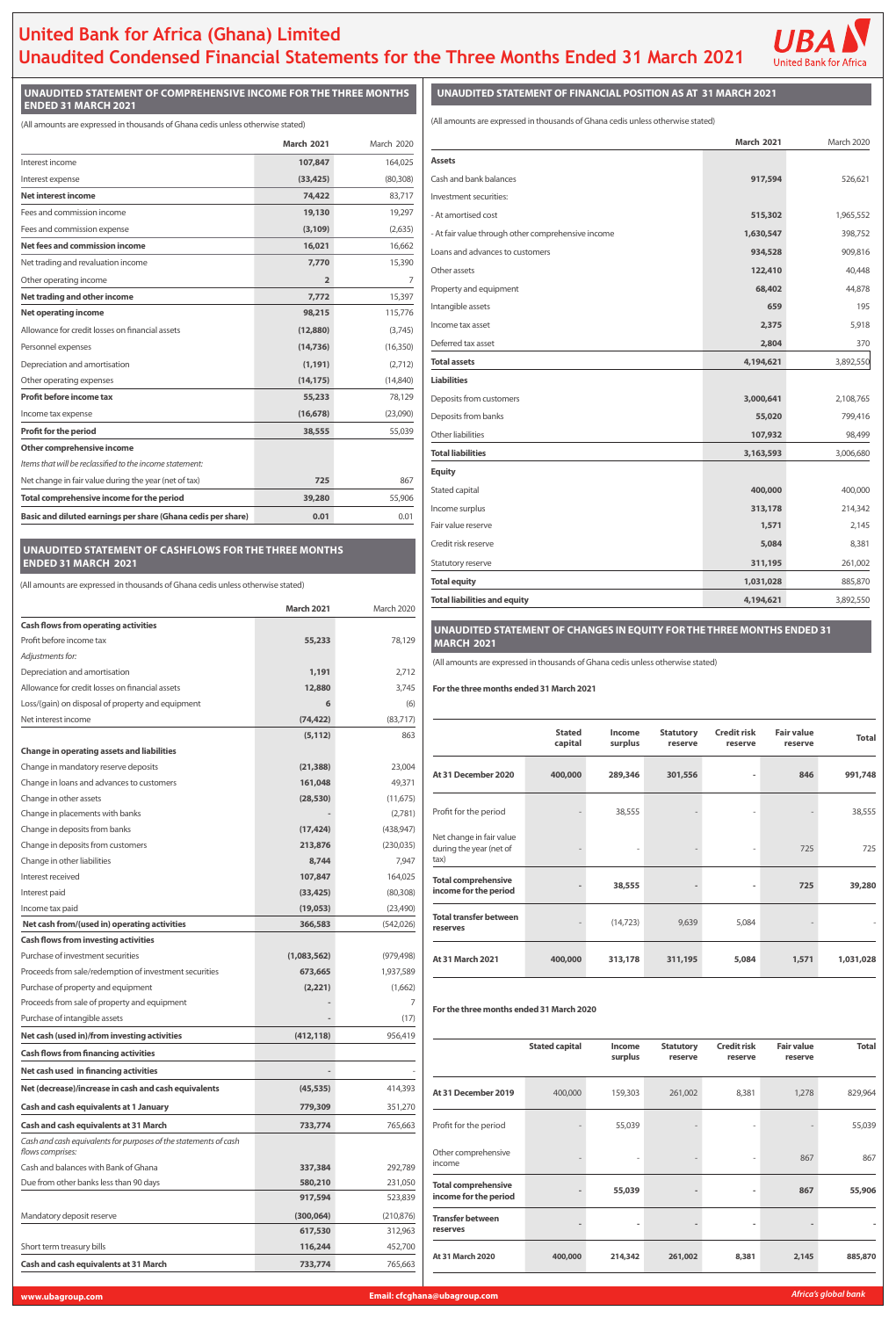# United Bank for Africa (Ghana) Limited

# Unaudited Condensed Financial Statements for the Three Months Ended 31 March 2021

## UNAUDITED STATEMENT OF COMPREHENSIVE INCOME FOR THE THREE MONTHS ENDED 31 MARCH 2021

(All amounts are expressed in thousands of Ghana cedis unless otherwise stated)

| | March 2021 | March 2020 |
|---|---|---|
| Interest income | 107,847 | 164,025 |
| Interest expense | (33,425) | (80,308) |
| **Net interest income** | **74,422** | 83,717 |
| Fees and commission income | 19,130 | 19,297 |
| Fees and commission expense | (3,109) | (2,635) |
| **Net fees and commission income** | **16,021** | 16,662 |
| Net trading and revaluation income | 7,770 | 15,390 |
| Other operating income | 2 | 7 |
| **Net trading and other income** | **7,772** | 15,397 |
| **Net operating income** | **98,215** | 115,776 |
| Allowance for credit losses on financial assets | (12,880) | (3,745) |
| Personnel expenses | (14,736) | (16,350) |
| Depreciation and amortisation | (1,191) | (2,712) |
| Other operating expenses | (14,175) | (14,840) |
| **Profit before income tax** | **55,233** | 78,129 |
| Income tax expense | (16,678) | (23,090) |
| **Profit for the period** | **38,555** | 55,039 |
| **Other comprehensive income** | | |
| *Items that will be reclassified to the income statement:* | | |
| Net change in fair value during the year (net of tax) | 725 | 867 |
| **Total comprehensive income for the period** | **39,280** | 55,906 |
| **Basic and diluted earnings per share (Ghana cedis per share)** | **0.01** | 0.01 |

## UNAUDITED STATEMENT OF CASHFLOWS FOR THE THREE MONTHS ENDED 31 MARCH 2021

(All amounts are expressed in thousands of Ghana cedis unless otherwise stated)

| | March 2021 | March 2020 |
|---|---|---|
| **Cash flows from operating activities** | | |
| Profit before income tax | 55,233 | 78,129 |
| *Adjustments for:* | | |
| Depreciation and amortisation | 1,191 | 2,712 |
| Allowance for credit losses on financial assets | 12,880 | 3,745 |
| Loss/(gain) on disposal of property and equipment | 6 | (6) |
| Net interest income | (74,422) | (83,717) |
| | (5,112) | 863 |
| **Change in operating assets and liabilities** | | |
| Change in mandatory reserve deposits | (21,388) | 23,004 |
| Change in loans and advances to customers | 161,048 | 49,371 |
| Change in other assets | (28,530) | (11,675) |
| Change in placements with banks | - | (2,781) |
| Change in deposits from banks | (17,424) | (438,947) |
| Change in deposits from customers | 213,876 | (230,035) |
| Change in other liabilities | 8,744 | 7,947 |
| Interest received | 107,847 | 164,025 |
| Interest paid | (33,425) | (80,308) |
| Income tax paid | (19,053) | (23,490) |
| **Net cash from/(used in) operating activities** | **366,583** | (542,026) |
| **Cash flows from investing activities** | | |
| Purchase of investment securities | (1,083,562) | (979,498) |
| Proceeds from sale/redemption of investment securities | 673,665 | 1,937,589 |
| Purchase of property and equipment | (2,221) | (1,662) |
| Proceeds from sale of property and equipment | - | 7 |
| Purchase of intangible assets | - | (17) |
| **Net cash (used in)/from investing activities** | **(412,118)** | 956,419 |
| **Cash flows from financing activities** | | |
| **Net cash used in financing activities** | - | - |
| **Net (decrease)/increase in cash and cash equivalents** | **(45,535)** | 414,393 |
| **Cash and cash equivalents at 1 January** | **779,309** | 351,270 |
| **Cash and cash equivalents at 31 March** | **733,774** | 765,663 |
| *Cash and cash equivalents for purposes of the statements of cash flows comprises:* | | |
| Cash and balances with Bank of Ghana | 337,384 | 292,789 |
| Due from other banks less than 90 days | 580,210 | 231,050 |
| | 917,594 | 523,839 |
| Mandatory deposit reserve | (300,064) | (210,876) |
| | 617,530 | 312,963 |
| Short term treasury bills | 116,244 | 452,700 |
| **Cash and cash equivalents at 31 March** | **733,774** | 765,663 |

## UNAUDITED STATEMENT OF FINANCIAL POSITION AS AT 31 MARCH 2021

(All amounts are expressed in thousands of Ghana cedis unless otherwise stated)

| | March 2021 | March 2020 |
|---|---|---|
| **Assets** | | |
| Cash and bank balances | 917,594 | 526,621 |
| Investment securities: | | |
| - At amortised cost | 515,302 | 1,965,552 |
| - At fair value through other comprehensive income | 1,630,547 | 398,752 |
| Loans and advances to customers | 934,528 | 909,816 |
| Other assets | 122,410 | 40,448 |
| Property and equipment | 68,402 | 44,878 |
| Intangible assets | 659 | 195 |
| Income tax asset | 2,375 | 5,918 |
| Deferred tax asset | 2,804 | 370 |
| **Total assets** | **4,194,621** | 3,892,550 |
| **Liabilities** | | |
| Deposits from customers | 3,000,641 | 2,108,765 |
| Deposits from banks | 55,020 | 799,416 |
| Other liabilities | 107,932 | 98,499 |
| **Total liabilities** | **3,163,593** | 3,006,680 |
| **Equity** | | |
| Stated capital | 400,000 | 400,000 |
| Income surplus | 313,178 | 214,342 |
| Fair value reserve | 1,571 | 2,145 |
| Credit risk reserve | 5,084 | 8,381 |
| Statutory reserve | 311,195 | 261,002 |
| **Total equity** | **1,031,028** | 885,870 |
| **Total liabilities and equity** | **4,194,621** | 3,892,550 |

## UNAUDITED STATEMENT OF CHANGES IN EQUITY FOR THE THREE MONTHS ENDED 31 MARCH 2021

(All amounts are expressed in thousands of Ghana cedis unless otherwise stated)

**For the three months ended 31 March 2021**

| | Stated capital | Income surplus | Statutory reserve | Credit risk reserve | Fair value reserve | Total |
|---|---|---|---|---|---|---|
| **At 31 December 2020** | 400,000 | 289,346 | 301,556 | - | 846 | 991,748 |
| Profit for the period | - | 38,555 | - | - | - | 38,555 |
| Net change in fair value during the year (net of tax) | - | - | - | - | 725 | 725 |
| **Total comprehensive income for the period** | - | 38,555 | - | - | 725 | 39,280 |
| **Total transfer between reserves** | - | (14,723) | 9,639 | 5,084 | - | - |
| **At 31 March 2021** | 400,000 | 313,178 | 311,195 | 5,084 | 1,571 | 1,031,028 |

**For the three months ended 31 March 2020**

| | Stated capital | Income surplus | Statutory reserve | Credit risk reserve | Fair value reserve | Total |
|---|---|---|---|---|---|---|
| **At 31 December 2019** | 400,000 | 159,303 | 261,002 | 8,381 | 1,278 | 829,964 |
| Profit for the period | - | 55,039 | - | - | - | 55,039 |
| Other comprehensive income | - | - | - | - | 867 | 867 |
| **Total comprehensive income for the period** | - | 55,039 | - | - | 867 | 55,906 |
| **Transfer between reserves** | - | - | - | - | - | - |
| **At 31 March 2020** | 400,000 | 214,342 | 261,002 | 8,381 | 2,145 | 885,870 |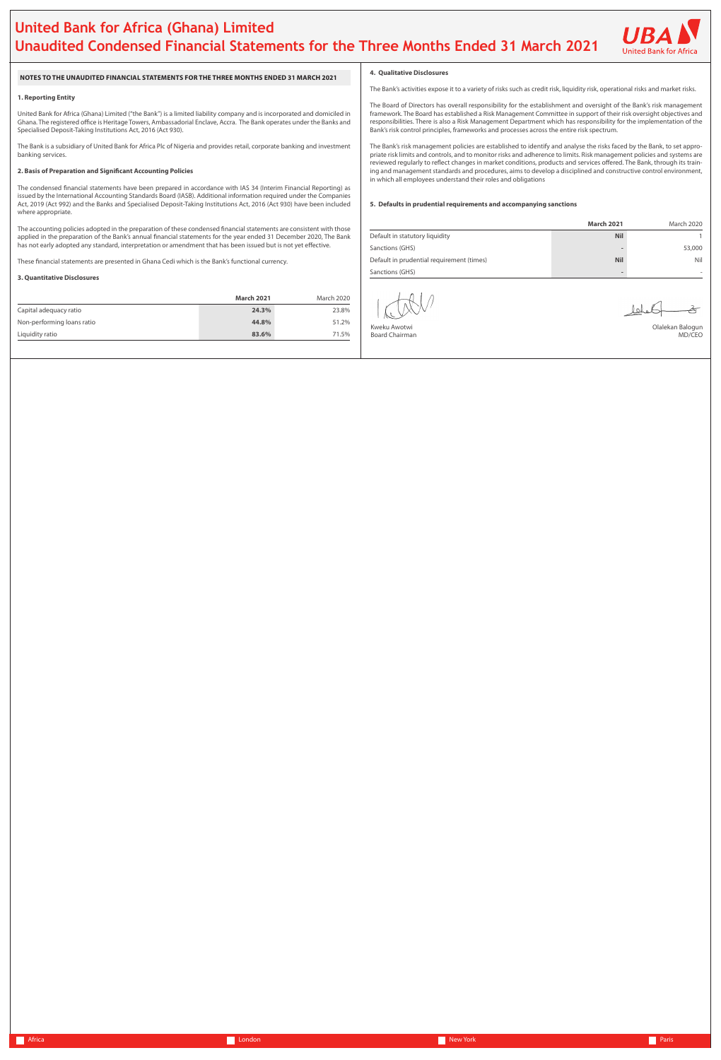# United Bank for Africa (Ghana) Limited
# Unaudited Condensed Financial Statements for the Three Months Ended 31 March 2021

UBA United Bank for Africa

### NOTES TO THE UNAUDITED FINANCIAL STATEMENTS FOR THE THREE MONTHS ENDED 31 MARCH 2021

#### 1. Reporting Entity

United Bank for Africa (Ghana) Limited ("the Bank") is a limited liability company and is incorporated and domiciled in Ghana. The registered office is Heritage Towers, Ambassadorial Enclave, Accra. The Bank operates under the Banks and Specialised Deposit-Taking Institutions Act, 2016 (Act 930).

The Bank is a subsidiary of United Bank for Africa Plc of Nigeria and provides retail, corporate banking and investment banking services.

#### 2. Basis of Preparation and Significant Accounting Policies

The condensed financial statements have been prepared in accordance with IAS 34 (Interim Financial Reporting) as issued by the International Accounting Standards Board (IASB). Additional information required under the Companies Act, 2019 (Act 992) and the Banks and Specialised Deposit-Taking Institutions Act, 2016 (Act 930) have been included where appropriate.

The accounting policies adopted in the preparation of these condensed financial statements are consistent with those applied in the preparation of the Bank's annual financial statements for the year ended 31 December 2020, The Bank has not early adopted any standard, interpretation or amendment that has been issued but is not yet effective.

These financial statements are presented in Ghana Cedi which is the Bank's functional currency.

#### 3. Quantitative Disclosures

| | **March 2021** | March 2020 |
|---|---|---|
| Capital adequacy ratio | **24.3%** | 23.8% |
| Non-performing loans ratio | **44.8%** | 51.2% |
| Liquidity ratio | **83.6%** | 71.5% |

#### 4. Qualitative Disclosures

The Bank's activities expose it to a variety of risks such as credit risk, liquidity risk, operational risks and market risks.

The Board of Directors has overall responsibility for the establishment and oversight of the Bank's risk management framework. The Board has established a Risk Management Committee in support of their risk oversight objectives and responsibilities. There is also a Risk Management Department which has responsibility for the implementation of the Bank's risk control principles, frameworks and processes across the entire risk spectrum.

The Bank's risk management policies are established to identify and analyse the risks faced by the Bank, to set appropriate risk limits and controls, and to monitor risks and adherence to limits. Risk management policies and systems are reviewed regularly to reflect changes in market conditions, products and services offered. The Bank, through its training and management standards and procedures, aims to develop a disciplined and constructive control environment, in which all employees understand their roles and obligations

#### 5. Defaults in prudential requirements and accompanying sanctions

| | **March 2021** | March 2020 |
|---|---|---|
| Default in statutory liquidity | **Nil** | 1 |
| Sanctions (GH$) | - | 53,000 |
| Default in prudential requirement (times) | **Nil** | Nil |
| Sanctions (GH$) | - | - |

Kweku Awotwi
Board Chairman

Olalekan Balogun
MD/CEO

Africa London New York Paris